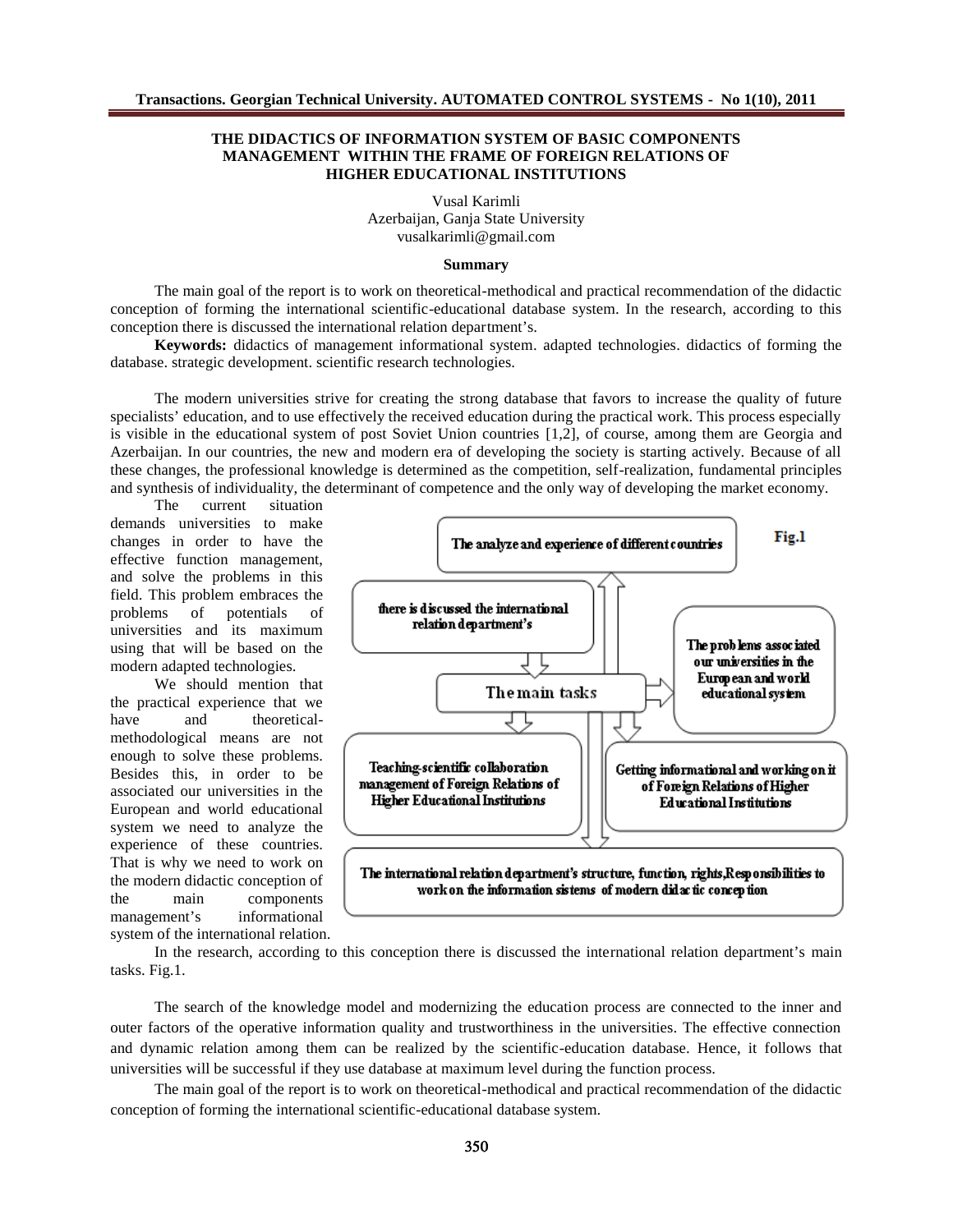# THE DIDACTICS OF INFORMATION SYSTEM OF BASIC COMPONENTS MANAGEMENT WITHIN THE FRAME OF FOREIGN RELATIONS OF HIGHER EDUCATIONAL INSTITUTIONS

Vusal Karimli
Azerbaijan, Ganja State University
vusalkarimli@gmail.com

### Summary

The main goal of the report is to work on theoretical-methodical and practical recommendation of the didactic conception of forming the international scientific-educational database system. In the research, according to this conception there is discussed the international relation department's.

**Keywords:** didactics of management informational system. adapted technologies. didactics of forming the database. strategic development. scientific research technologies.

The modern universities strive for creating the strong database that favors to increase the quality of future specialists' education, and to use effectively the received education during the practical work. This process especially is visible in the educational system of post Soviet Union countries [1,2], of course, among them are Georgia and Azerbaijan. In our countries, the new and modern era of developing the society is starting actively. Because of all these changes, the professional knowledge is determined as the competition, self-realization, fundamental principles and synthesis of individuality, the determinant of competence and the only way of developing the market economy.

The current situation demands universities to make changes in order to have the effective function management, and solve the problems in this field. This problem embraces the problems of potentials of universities and its maximum using that will be based on the modern adapted technologies.

We should mention that the practical experience that we have and theoretical-methodological means are not enough to solve these problems. Besides this, in order to be associated our universities in the European and world educational system we need to analyze the experience of these countries. That is why we need to work on the modern didactic conception of the main components management's informational system of the international relation.

Fig.1

The analyze and experience of different countries

there is discussed the international relation department's

The main tasks

The problems associated our universities in the European and world educational system

Teaching-scientific collaboration management of Foreign Relations of Higher Educational Institutions

Getting informational and working on it of Foreign Relations of Higher Educational Institutions

The international relation department's structure, function, rights,Responsibilities to work on the information sistems of modern didactic conception

In the research, according to this conception there is discussed the international relation department's main tasks. Fig.1.

The search of the knowledge model and modernizing the education process are connected to the inner and outer factors of the operative information quality and trustworthiness in the universities. The effective connection and dynamic relation among them can be realized by the scientific-education database. Hence, it follows that universities will be successful if they use database at maximum level during the function process.

The main goal of the report is to work on theoretical-methodical and practical recommendation of the didactic conception of forming the international scientific-educational database system.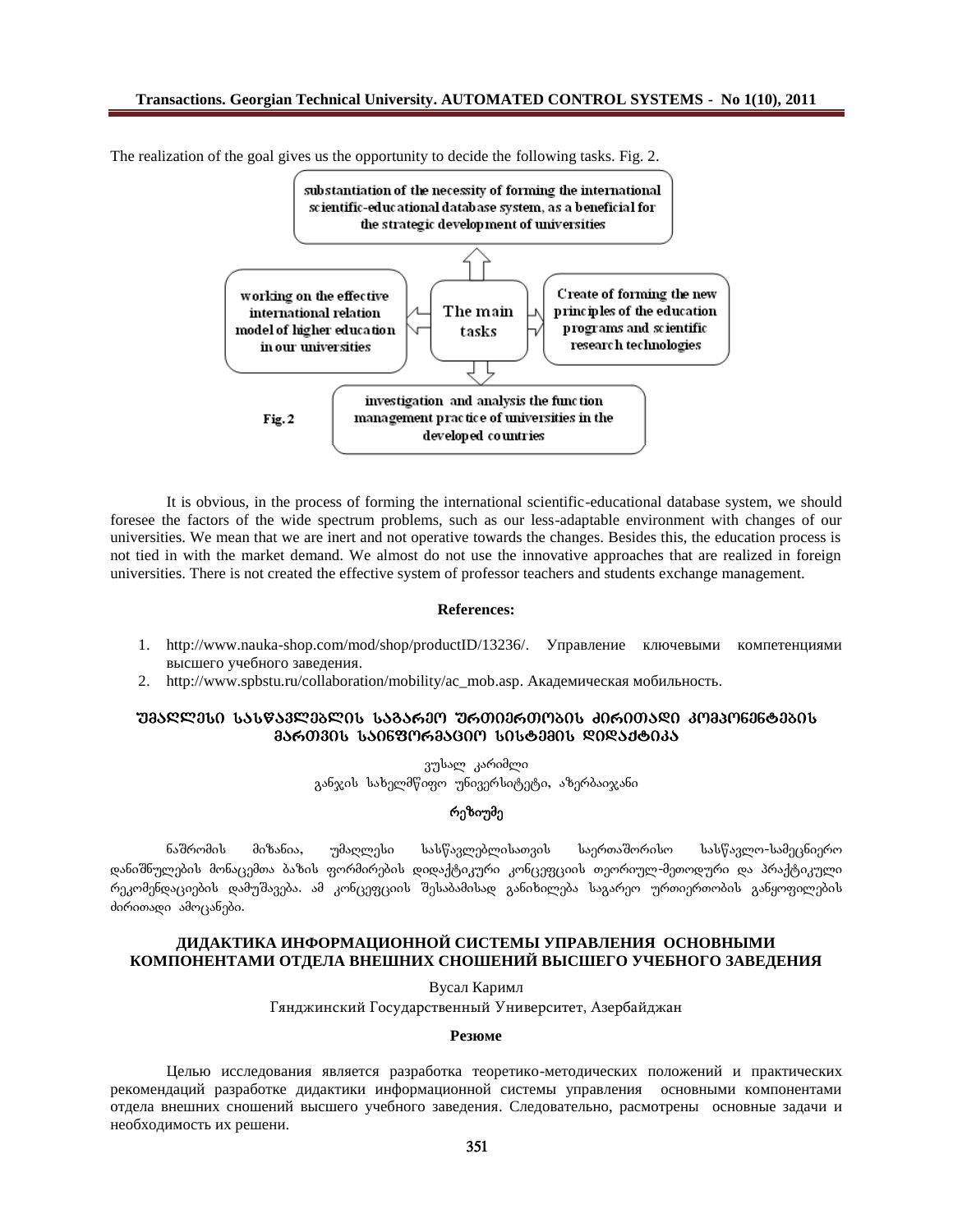The realization of the goal gives us the opportunity to decide the following tasks. Fig. 2.

substantiation of the necessity of forming the international scientific-educational database system, as a beneficial for the strategic development of universities

working on the effective international relation model of higher education in our universities

The main tasks

Create of forming the new principles of the education programs and scientific research technologies

investigation and analysis the function management practice of universities in the developed countries

Fig. 2

It is obvious, in the process of forming the international scientific-educational database system, we should foresee the factors of the wide spectrum problems, such as our less-adaptable environment with changes of our universities. We mean that we are inert and not operative towards the changes. Besides this, the education process is not tied in with the market demand. We almost do not use the innovative approaches that are realized in foreign universities. There is not created the effective system of professor teachers and students exchange management.

**References:**

1. http://www.nauka-shop.com/mod/shop/productID/13236/. Управление ключевыми компетенциями высшего учебного заведения.
2. http://www.spbstu.ru/collaboration/mobility/ac_mob.asp. Академическая мобильность.

## უმაღლესი სასწავლებლის საგარეო ურთიერთობის ძირითადი კომპონენტების მართვის საინფორმაციო სისტემის დიდაქტიკა

ვუსალ კარიმლი

განჯის სახელმწიფო უნივერსიტეტი, აზერბაიჯანი

**რეზიუმე**

ნაშრომის მიზანია, უმაღლესი სასწავლებლისათვის საერთაშორისო სასწავლო-სამეცნიერო დანიშნულების მონაცემთა ბაზის ფორმირების დიდაქტიკური კონცეფციის თეორიულ-მეთოდური და პრაქტიკული რეკომენდაციების დამუშავება. ამ კონცეფციის შესაბამისად განიხილება საგარეო ურთიერთობის განყოფილების ძირითადი ამოცანები.

## ДИДАКТИКА ИНФОРМАЦИОННОЙ СИСТЕМЫ УПРАВЛЕНИЯ ОСНОВНЫМИ КОМПОНЕНТАМИ ОТДЕЛА ВНЕШНИХ СНОШЕНИЙ ВЫСШЕГО УЧЕБНОГО ЗАВЕДЕНИЯ

Вусал Каримл

Гянджинский Государственный Университет, Азербайджан

**Резюме**

Целью исследования является разработка теоретико-методических положений и практических рекомендаций разработке дидактики информационной системы управления основными компонентами отдела внешних сношений высшего учебного заведения. Следовательно, расмотрены основные задачи и необходимость их решени.